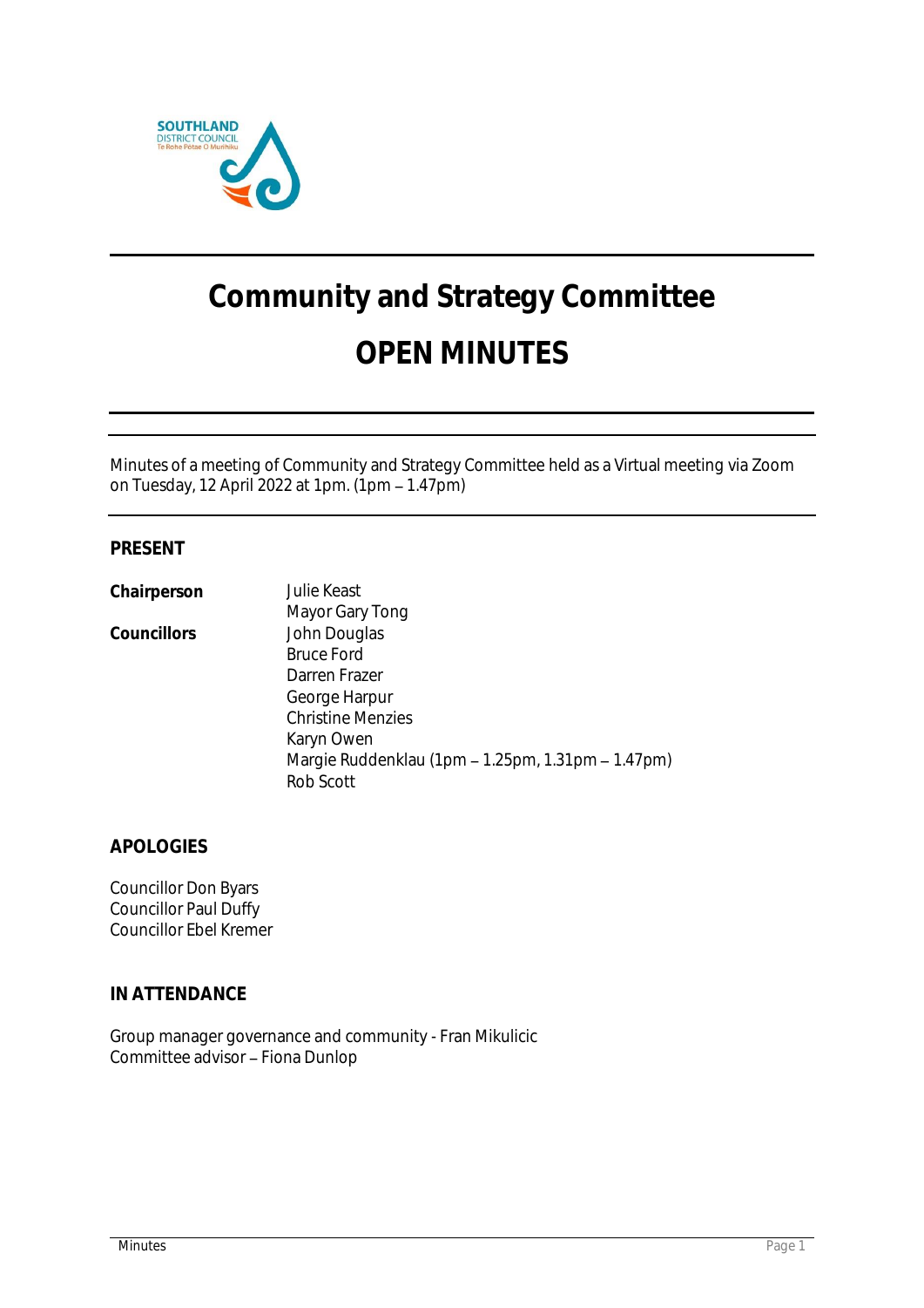# Community and Strategy Committee

# OPEN MINUTES

Minutes of a meeting of Community and Strategy Committee held as a Virtual meeting via Zoom on Tuesday, 12 April 2022 at 1pm. (1pm – 1.47pm)

## PRESENT

| | |
|---|---|
| **Chairperson** | Julie Keast |
| | Mayor Gary Tong |
| **Councillors** | John Douglas |
| | Bruce Ford |
| | Darren Frazer |
| | George Harpur |
| | Christine Menzies |
| | Karyn Owen |
| | Margie Ruddenklau (1pm – 1.25pm, 1.31pm – 1.47pm) |
| | Rob Scott |

## APOLOGIES

Councillor Don Byars
Councillor Paul Duffy
Councillor Ebel Kremer

## IN ATTENDANCE

Group manager governance and community - Fran Mikulicic
Committee advisor – Fiona Dunlop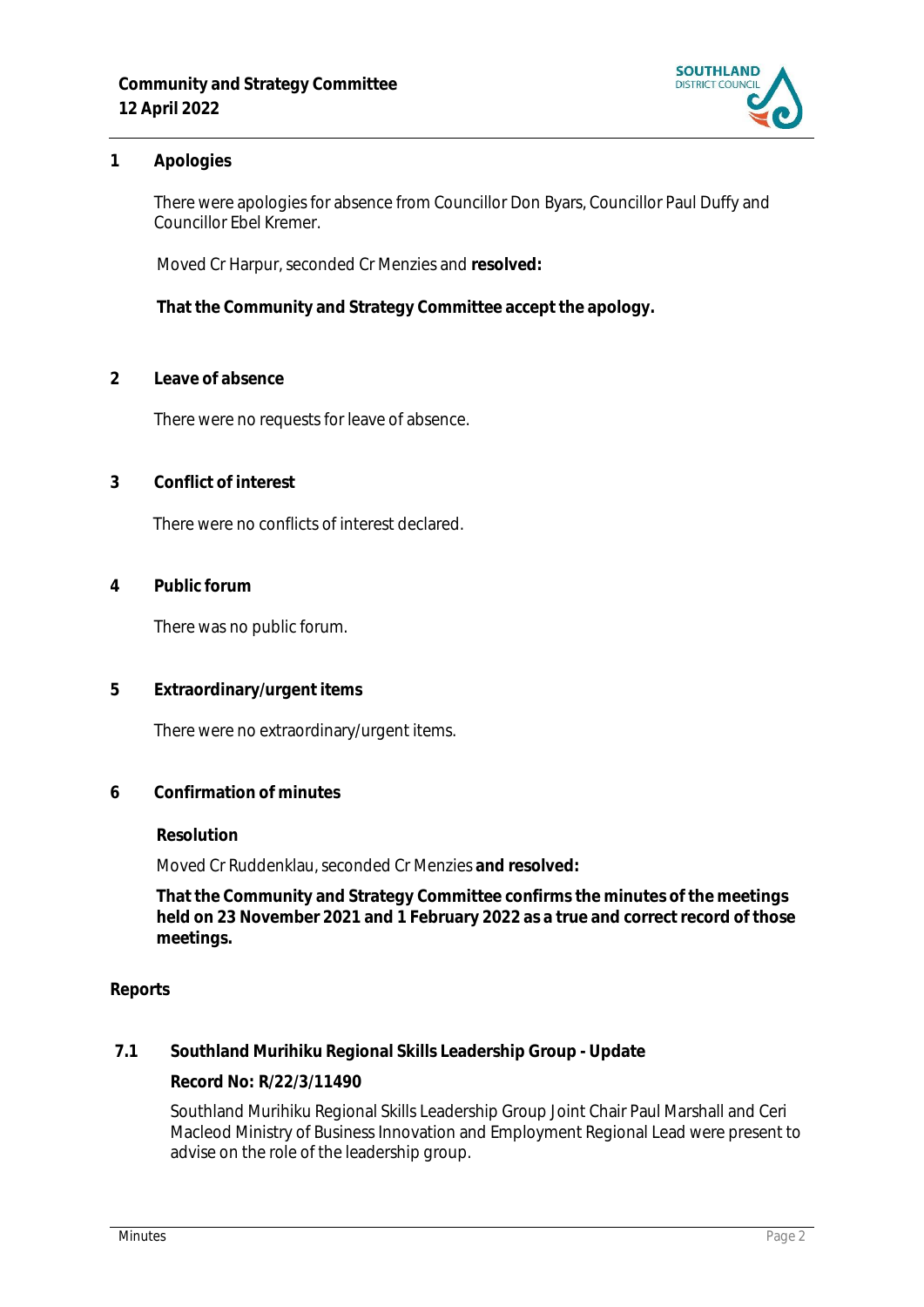## 1 Apologies

There were apologies for absence from Councillor Don Byars, Councillor Paul Duffy and Councillor Ebel Kremer.

Moved Cr Harpur, seconded Cr Menzies and **resolved:**

**That the Community and Strategy Committee accept the apology.**

## 2 Leave of absence

There were no requests for leave of absence.

## 3 Conflict of interest

There were no conflicts of interest declared.

## 4 Public forum

There was no public forum.

## 5 Extraordinary/urgent items

There were no extraordinary/urgent items.

## 6 Confirmation of minutes

**Resolution**

Moved Cr Ruddenklau, seconded Cr Menzies **and resolved:**

**That the Community and Strategy Committee confirms the minutes of the meetings held on 23 November 2021 and 1 February 2022 as a true and correct record of those meetings.**

## Reports

### 7.1 Southland Murihiku Regional Skills Leadership Group - Update

**Record No: R/22/3/11490**

Southland Murihiku Regional Skills Leadership Group Joint Chair Paul Marshall and Ceri Macleod Ministry of Business Innovation and Employment Regional Lead were present to advise on the role of the leadership group.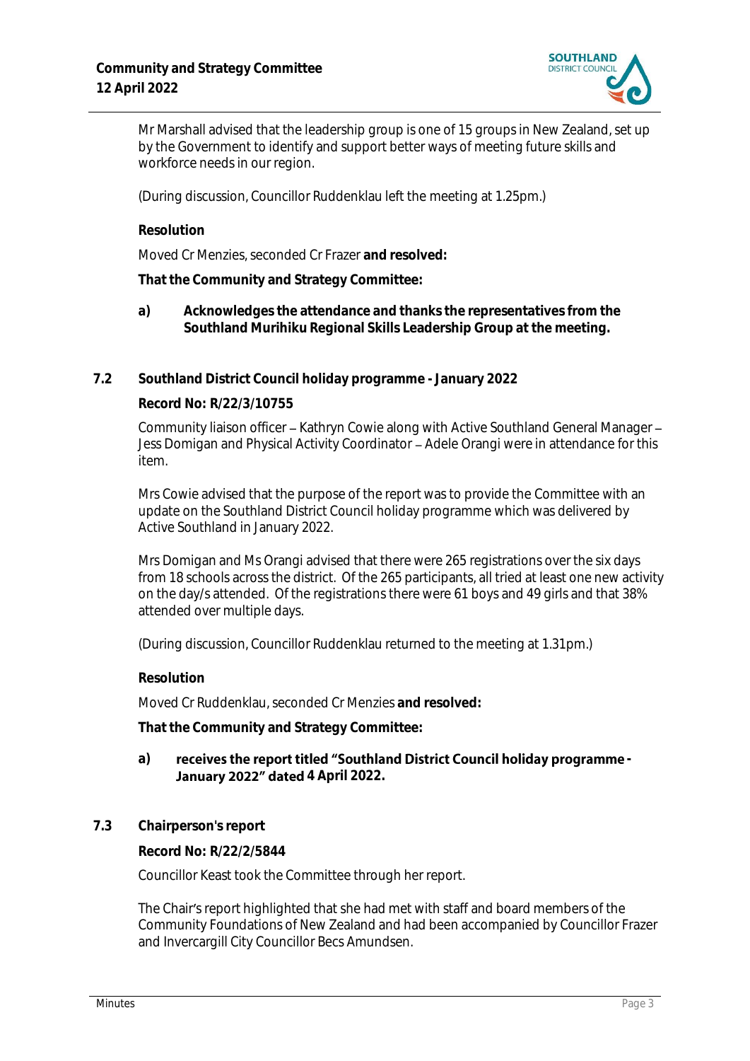Mr Marshall advised that the leadership group is one of 15 groups in New Zealand, set up by the Government to identify and support better ways of meeting future skills and workforce needs in our region.

(During discussion, Councillor Ruddenklau left the meeting at 1.25pm.)

**Resolution**

Moved Cr Menzies, seconded Cr Frazer **and resolved:**

**That the Community and Strategy Committee:**

**a)** **Acknowledges the attendance and thanks the representatives from the Southland Murihiku Regional Skills Leadership Group at the meeting.**

## 7.2 Southland District Council holiday programme - January 2022

**Record No: R/22/3/10755**

Community liaison officer – Kathryn Cowie along with Active Southland General Manager – Jess Domigan and Physical Activity Coordinator – Adele Orangi were in attendance for this item.

Mrs Cowie advised that the purpose of the report was to provide the Committee with an update on the Southland District Council holiday programme which was delivered by Active Southland in January 2022.

Mrs Domigan and Ms Orangi advised that there were 265 registrations over the six days from 18 schools across the district. Of the 265 participants, all tried at least one new activity on the day/s attended. Of the registrations there were 61 boys and 49 girls and that 38% attended over multiple days.

(During discussion, Councillor Ruddenklau returned to the meeting at 1.31pm.)

**Resolution**

Moved Cr Ruddenklau, seconded Cr Menzies **and resolved:**

**That the Community and Strategy Committee:**

**a)** **receives the report titled "Southland District Council holiday programme - January 2022" dated 4 April 2022.**

## 7.3 Chairperson's report

**Record No: R/22/2/5844**

Councillor Keast took the Committee through her report.

The Chair's report highlighted that she had met with staff and board members of the Community Foundations of New Zealand and had been accompanied by Councillor Frazer and Invercargill City Councillor Becs Amundsen.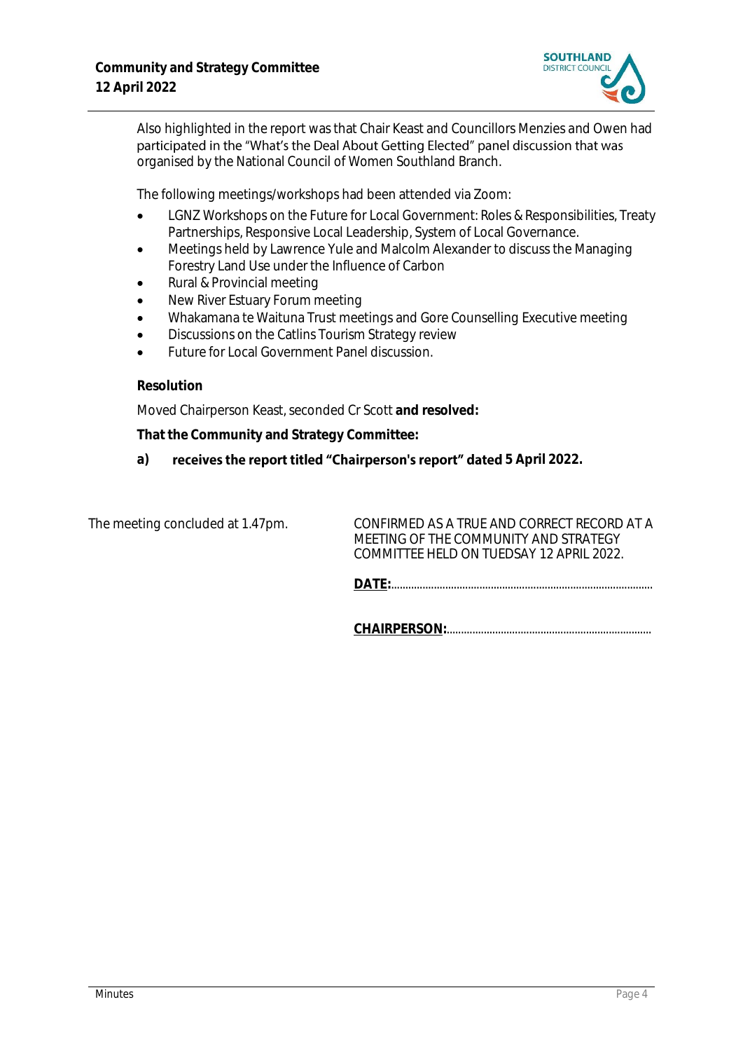Also highlighted in the report was that Chair Keast and Councillors Menzies and Owen had participated in the "What's the Deal About Getting Elected" panel discussion that was organised by the National Council of Women Southland Branch.

The following meetings/workshops had been attended via Zoom:

- LGNZ Workshops on the Future for Local Government: Roles & Responsibilities, Treaty Partnerships, Responsive Local Leadership, System of Local Governance.
- Meetings held by Lawrence Yule and Malcolm Alexander to discuss the Managing Forestry Land Use under the Influence of Carbon
- Rural & Provincial meeting
- New River Estuary Forum meeting
- Whakamana te Waituna Trust meetings and Gore Counselling Executive meeting
- Discussions on the Catlins Tourism Strategy review
- Future for Local Government Panel discussion.

**Resolution**

Moved Chairperson Keast, seconded Cr Scott **and resolved:**

**That the Community and Strategy Committee:**

**a) receives the report titled "Chairperson's report" dated 5 April 2022.**

The meeting concluded at 1.47pm.

CONFIRMED AS A TRUE AND CORRECT RECORD AT A MEETING OF THE COMMUNITY AND STRATEGY COMMITTEE HELD ON TUEDSAY 12 APRIL 2022.

**DATE:**...........................................................................................

**CHAIRPERSON:**.......................................................................